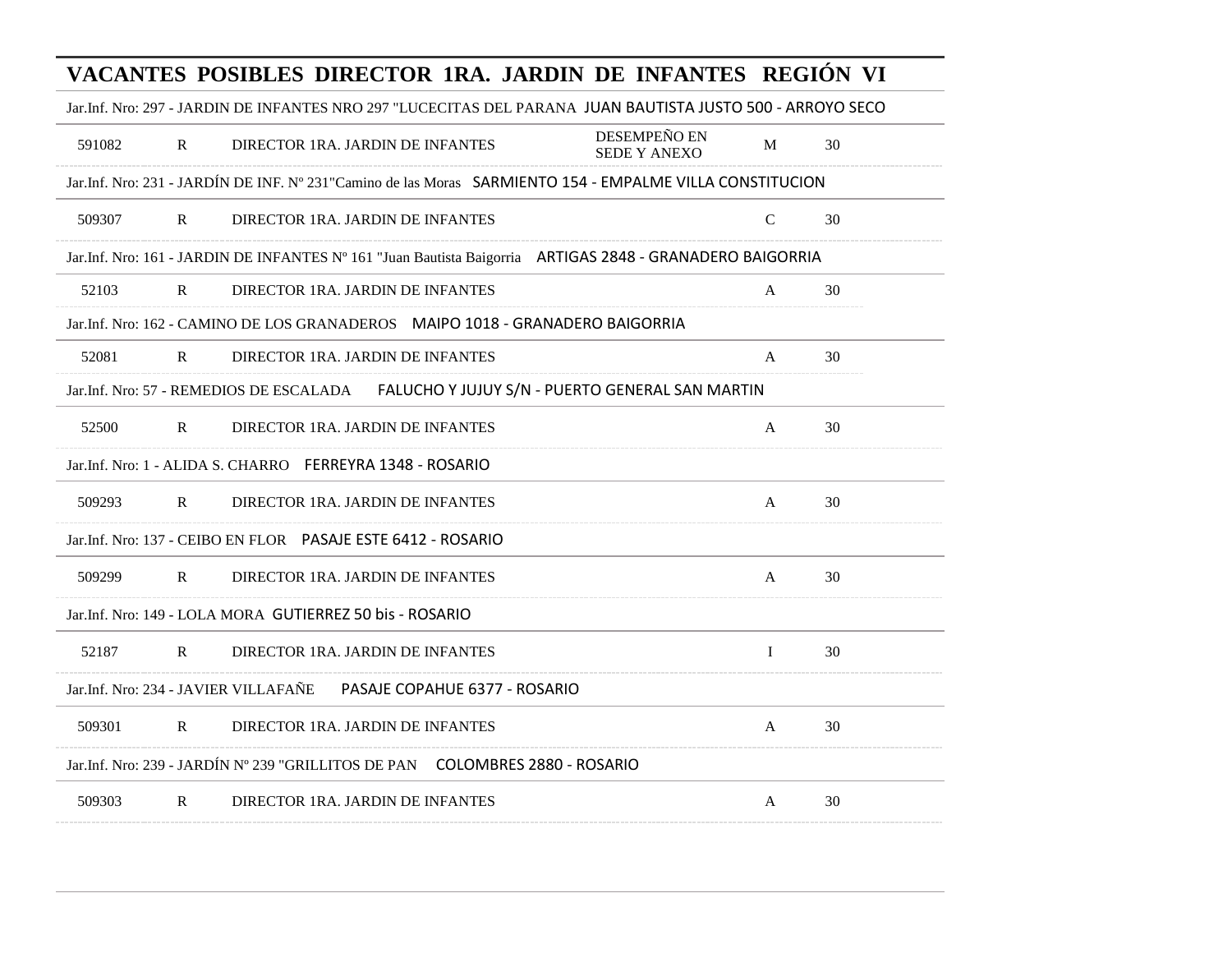# VACANTES POSIBLES DIRECTOR 1RA. JARDIN DE INFANTES REGIÓN VI

Jar.Inf. Nro: 297 - JARDIN DE INFANTES NRO 297 "LUCECITAS DEL PARANA JUAN BAUTISTA JUSTO 500 - ARROYO SECO

| | | | | | |
|---|---|---|---|---|---|
| 591082 | R | DIRECTOR 1RA. JARDIN DE INFANTES | DESEMPEÑO EN SEDE Y ANEXO | M | 30 |

Jar.Inf. Nro: 231 - JARDÍN DE INF. Nº 231"Camino de las Moras SARMIENTO 154 - EMPALME VILLA CONSTITUCION

| | | | | | |
|---|---|---|---|---|---|
| 509307 | R | DIRECTOR 1RA. JARDIN DE INFANTES | | C | 30 |

Jar.Inf. Nro: 161 - JARDIN DE INFANTES Nº 161 "Juan Bautista Baigorria ARTIGAS 2848 - GRANADERO BAIGORRIA

| | | | | | |
|---|---|---|---|---|---|
| 52103 | R | DIRECTOR 1RA. JARDIN DE INFANTES | | A | 30 |

Jar.Inf. Nro: 162 - CAMINO DE LOS GRANADEROS MAIPO 1018 - GRANADERO BAIGORRIA

| | | | | | |
|---|---|---|---|---|---|
| 52081 | R | DIRECTOR 1RA. JARDIN DE INFANTES | | A | 30 |

Jar.Inf. Nro: 57 - REMEDIOS DE ESCALADA FALUCHO Y JUJUY S/N - PUERTO GENERAL SAN MARTIN

| | | | | | |
|---|---|---|---|---|---|
| 52500 | R | DIRECTOR 1RA. JARDIN DE INFANTES | | A | 30 |

Jar.Inf. Nro: 1 - ALIDA S. CHARRO FERREYRA 1348 - ROSARIO

| | | | | | |
|---|---|---|---|---|---|
| 509293 | R | DIRECTOR 1RA. JARDIN DE INFANTES | | A | 30 |

Jar.Inf. Nro: 137 - CEIBO EN FLOR PASAJE ESTE 6412 - ROSARIO

| | | | | | |
|---|---|---|---|---|---|
| 509299 | R | DIRECTOR 1RA. JARDIN DE INFANTES | | A | 30 |

Jar.Inf. Nro: 149 - LOLA MORA GUTIERREZ 50 bis - ROSARIO

| | | | | | |
|---|---|---|---|---|---|
| 52187 | R | DIRECTOR 1RA. JARDIN DE INFANTES | | I | 30 |

Jar.Inf. Nro: 234 - JAVIER VILLAFAÑE PASAJE COPAHUE 6377 - ROSARIO

| | | | | | |
|---|---|---|---|---|---|
| 509301 | R | DIRECTOR 1RA. JARDIN DE INFANTES | | A | 30 |

Jar.Inf. Nro: 239 - JARDÍN Nº 239 "GRILLITOS DE PAN COLOMBRES 2880 - ROSARIO

| | | | | | |
|---|---|---|---|---|---|
| 509303 | R | DIRECTOR 1RA. JARDIN DE INFANTES | | A | 30 |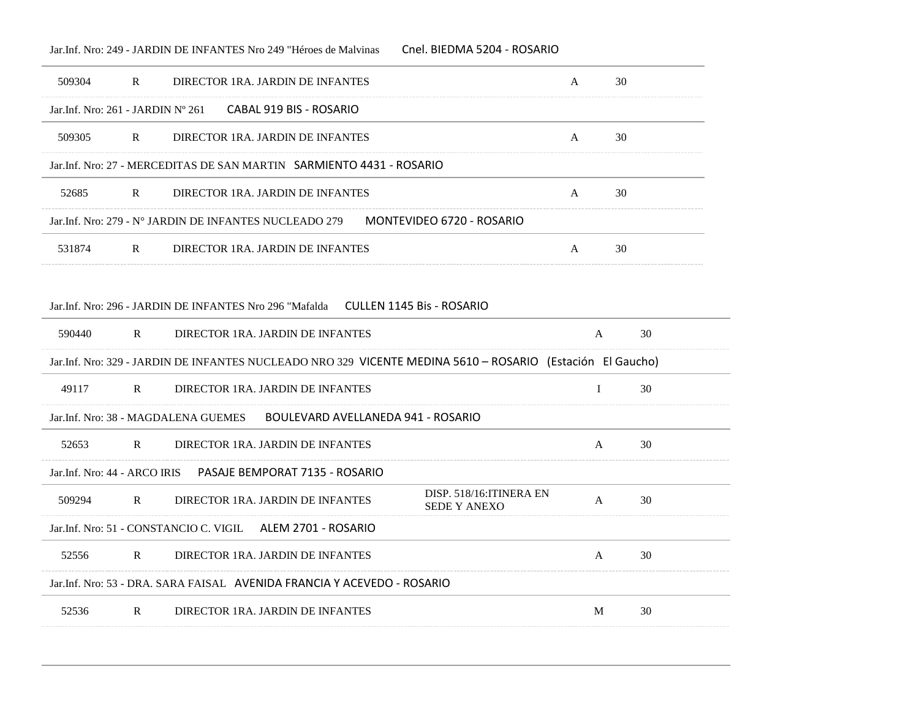Jar.Inf. Nro: 249 - JARDIN DE INFANTES Nro 249 "Héroes de Malvinas Cnel. BIEDMA 5204 - ROSARIO

| 509304 | R | DIRECTOR 1RA. JARDIN DE INFANTES | | A | 30 |
|---|---|---|---|---|---|

Jar.Inf. Nro: 261 - JARDIN Nº 261 CABAL 919 BIS - ROSARIO

| 509305 | R | DIRECTOR 1RA. JARDIN DE INFANTES | | A | 30 |
|---|---|---|---|---|---|

Jar.Inf. Nro: 27 - MERCEDITAS DE SAN MARTIN SARMIENTO 4431 - ROSARIO

| 52685 | R | DIRECTOR 1RA. JARDIN DE INFANTES | | A | 30 |
|---|---|---|---|---|---|

Jar.Inf. Nro: 279 - N° JARDIN DE INFANTES NUCLEADO 279 MONTEVIDEO 6720 - ROSARIO

| 531874 | R | DIRECTOR 1RA. JARDIN DE INFANTES | | A | 30 |
|---|---|---|---|---|---|

Jar.Inf. Nro: 296 - JARDIN DE INFANTES Nro 296 "Mafalda CULLEN 1145 Bis - ROSARIO

| 590440 | R | DIRECTOR 1RA. JARDIN DE INFANTES | | A | 30 |
|---|---|---|---|---|---|

Jar.Inf. Nro: 329 - JARDIN DE INFANTES NUCLEADO NRO 329 VICENTE MEDINA 5610 – ROSARIO (Estación El Gaucho)

| 49117 | R | DIRECTOR 1RA. JARDIN DE INFANTES | | I | 30 |
|---|---|---|---|---|---|

Jar.Inf. Nro: 38 - MAGDALENA GUEMES BOULEVARD AVELLANEDA 941 - ROSARIO

| 52653 | R | DIRECTOR 1RA. JARDIN DE INFANTES | | A | 30 |
|---|---|---|---|---|---|

Jar.Inf. Nro: 44 - ARCO IRIS PASAJE BEMPORAT 7135 - ROSARIO

| 509294 | R | DIRECTOR 1RA. JARDIN DE INFANTES | DISP. 518/16:ITINERA EN SEDE Y ANEXO | A | 30 |
|---|---|---|---|---|---|

Jar.Inf. Nro: 51 - CONSTANCIO C. VIGIL ALEM 2701 - ROSARIO

| 52556 | R | DIRECTOR 1RA. JARDIN DE INFANTES | | A | 30 |
|---|---|---|---|---|---|

Jar.Inf. Nro: 53 - DRA. SARA FAISAL AVENIDA FRANCIA Y ACEVEDO - ROSARIO

| 52536 | R | DIRECTOR 1RA. JARDIN DE INFANTES | | M | 30 |
|---|---|---|---|---|---|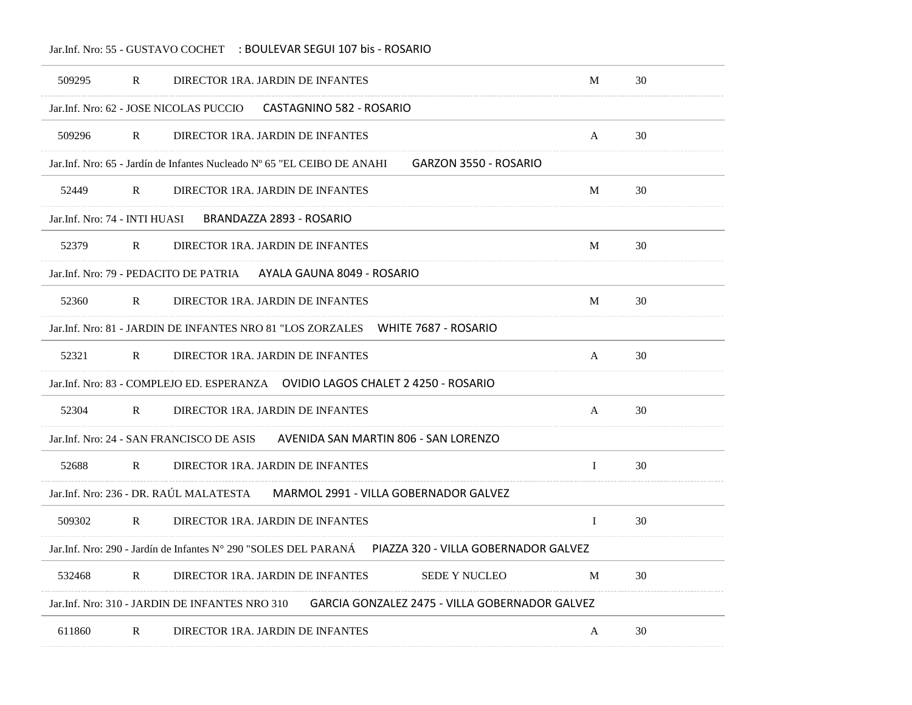Jar.Inf. Nro: 55 - GUSTAVO COCHET : BOULEVAR SEGUI 107 bis - ROSARIO

| | | | | | |
|---|---|---|---|---|---|
| 509295 | R | DIRECTOR 1RA. JARDIN DE INFANTES | | M | 30 |

Jar.Inf. Nro: 62 - JOSE NICOLAS PUCCIO CASTAGNINO 582 - ROSARIO

| | | | | | |
|---|---|---|---|---|---|
| 509296 | R | DIRECTOR 1RA. JARDIN DE INFANTES | | A | 30 |

Jar.Inf. Nro: 65 - Jardín de Infantes Nucleado Nº 65 "EL CEIBO DE ANAHI GARZON 3550 - ROSARIO

| | | | | | |
|---|---|---|---|---|---|
| 52449 | R | DIRECTOR 1RA. JARDIN DE INFANTES | | M | 30 |

Jar.Inf. Nro: 74 - INTI HUASI BRANDAZZA 2893 - ROSARIO

| | | | | | |
|---|---|---|---|---|---|
| 52379 | R | DIRECTOR 1RA. JARDIN DE INFANTES | | M | 30 |

Jar.Inf. Nro: 79 - PEDACITO DE PATRIA AYALA GAUNA 8049 - ROSARIO

| | | | | | |
|---|---|---|---|---|---|
| 52360 | R | DIRECTOR 1RA. JARDIN DE INFANTES | | M | 30 |

Jar.Inf. Nro: 81 - JARDIN DE INFANTES NRO 81 "LOS ZORZALES WHITE 7687 - ROSARIO

| | | | | | |
|---|---|---|---|---|---|
| 52321 | R | DIRECTOR 1RA. JARDIN DE INFANTES | | A | 30 |

Jar.Inf. Nro: 83 - COMPLEJO ED. ESPERANZA OVIDIO LAGOS CHALET 2 4250 - ROSARIO

| | | | | | |
|---|---|---|---|---|---|
| 52304 | R | DIRECTOR 1RA. JARDIN DE INFANTES | | A | 30 |

Jar.Inf. Nro: 24 - SAN FRANCISCO DE ASIS AVENIDA SAN MARTIN 806 - SAN LORENZO

| | | | | | |
|---|---|---|---|---|---|
| 52688 | R | DIRECTOR 1RA. JARDIN DE INFANTES | | I | 30 |

Jar.Inf. Nro: 236 - DR. RAÚL MALATESTA MARMOL 2991 - VILLA GOBERNADOR GALVEZ

| | | | | | |
|---|---|---|---|---|---|
| 509302 | R | DIRECTOR 1RA. JARDIN DE INFANTES | | I | 30 |

Jar.Inf. Nro: 290 - Jardín de Infantes N° 290 "SOLES DEL PARANÁ PIAZZA 320 - VILLA GOBERNADOR GALVEZ

| | | | | | |
|---|---|---|---|---|---|
| 532468 | R | DIRECTOR 1RA. JARDIN DE INFANTES | SEDE Y NUCLEO | M | 30 |

Jar.Inf. Nro: 310 - JARDIN DE INFANTES NRO 310 GARCIA GONZALEZ 2475 - VILLA GOBERNADOR GALVEZ

| | | | | | |
|---|---|---|---|---|---|
| 611860 | R | DIRECTOR 1RA. JARDIN DE INFANTES | | A | 30 |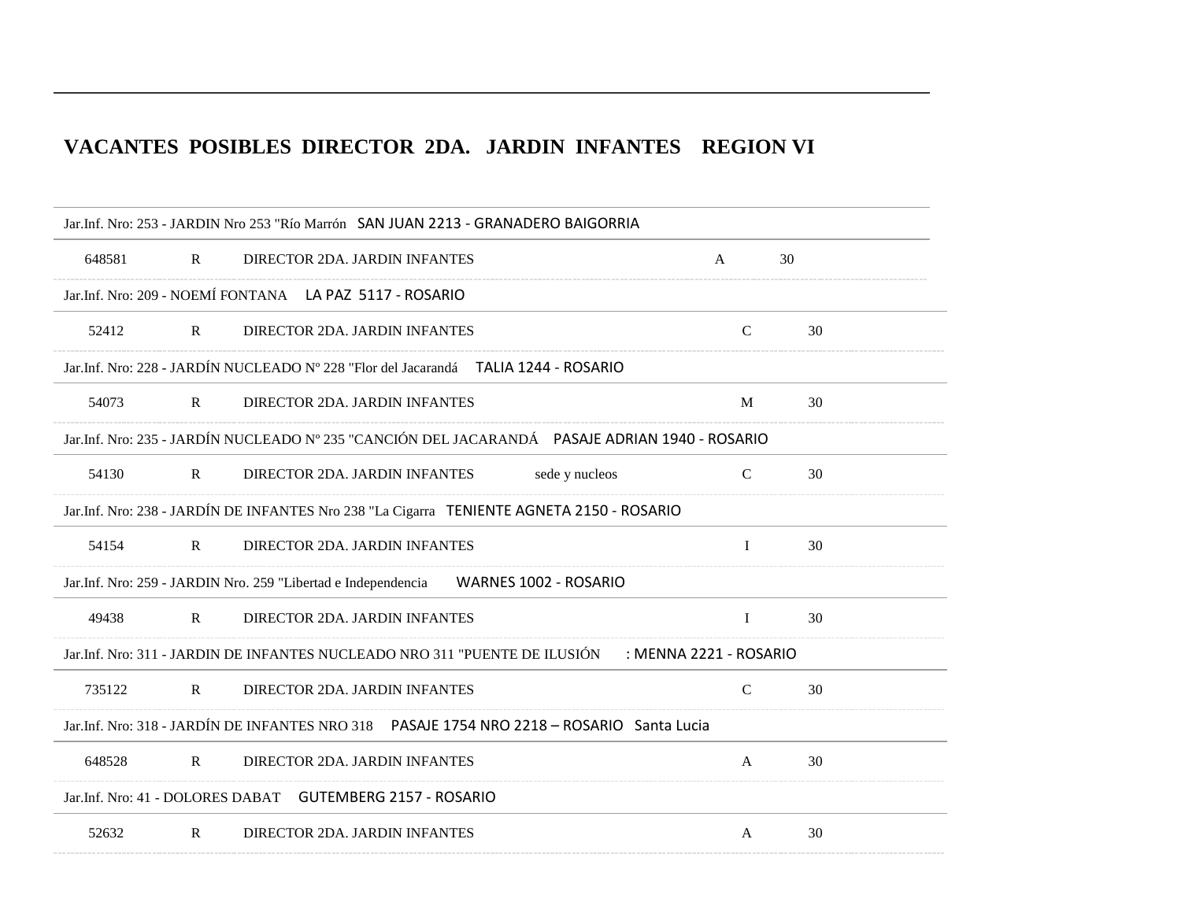# VACANTES POSIBLES DIRECTOR 2DA. JARDIN INFANTES REGION VI

Jar.Inf. Nro: 253 - JARDIN Nro 253 "Río Marrón SAN JUAN 2213 - GRANADERO BAIGORRIA

| | | | | | |
|---|---|---|---|---|---|
| 648581 | R | DIRECTOR 2DA. JARDIN INFANTES | | A | 30 |

Jar.Inf. Nro: 209 - NOEMÍ FONTANA LA PAZ 5117 - ROSARIO

| | | | | | |
|---|---|---|---|---|---|
| 52412 | R | DIRECTOR 2DA. JARDIN INFANTES | | C | 30 |

Jar.Inf. Nro: 228 - JARDÍN NUCLEADO Nº 228 "Flor del Jacarandá TALIA 1244 - ROSARIO

| | | | | | |
|---|---|---|---|---|---|
| 54073 | R | DIRECTOR 2DA. JARDIN INFANTES | | M | 30 |

Jar.Inf. Nro: 235 - JARDÍN NUCLEADO Nº 235 "CANCIÓN DEL JACARANDÁ PASAJE ADRIAN 1940 - ROSARIO

| | | | | | |
|---|---|---|---|---|---|
| 54130 | R | DIRECTOR 2DA. JARDIN INFANTES | sede y nucleos | C | 30 |

Jar.Inf. Nro: 238 - JARDÍN DE INFANTES Nro 238 "La Cigarra TENIENTE AGNETA 2150 - ROSARIO

| | | | | | |
|---|---|---|---|---|---|
| 54154 | R | DIRECTOR 2DA. JARDIN INFANTES | | I | 30 |

Jar.Inf. Nro: 259 - JARDIN Nro. 259 "Libertad e Independencia WARNES 1002 - ROSARIO

| | | | | | |
|---|---|---|---|---|---|
| 49438 | R | DIRECTOR 2DA. JARDIN INFANTES | | I | 30 |

Jar.Inf. Nro: 311 - JARDIN DE INFANTES NUCLEADO NRO 311 "PUENTE DE ILUSIÓN : MENNA 2221 - ROSARIO

| | | | | | |
|---|---|---|---|---|---|
| 735122 | R | DIRECTOR 2DA. JARDIN INFANTES | | C | 30 |

Jar.Inf. Nro: 318 - JARDÍN DE INFANTES NRO 318 PASAJE 1754 NRO 2218 – ROSARIO Santa Lucia

| | | | | | |
|---|---|---|---|---|---|
| 648528 | R | DIRECTOR 2DA. JARDIN INFANTES | | A | 30 |

Jar.Inf. Nro: 41 - DOLORES DABAT GUTEMBERG 2157 - ROSARIO

| | | | | | |
|---|---|---|---|---|---|
| 52632 | R | DIRECTOR 2DA. JARDIN INFANTES | | A | 30 |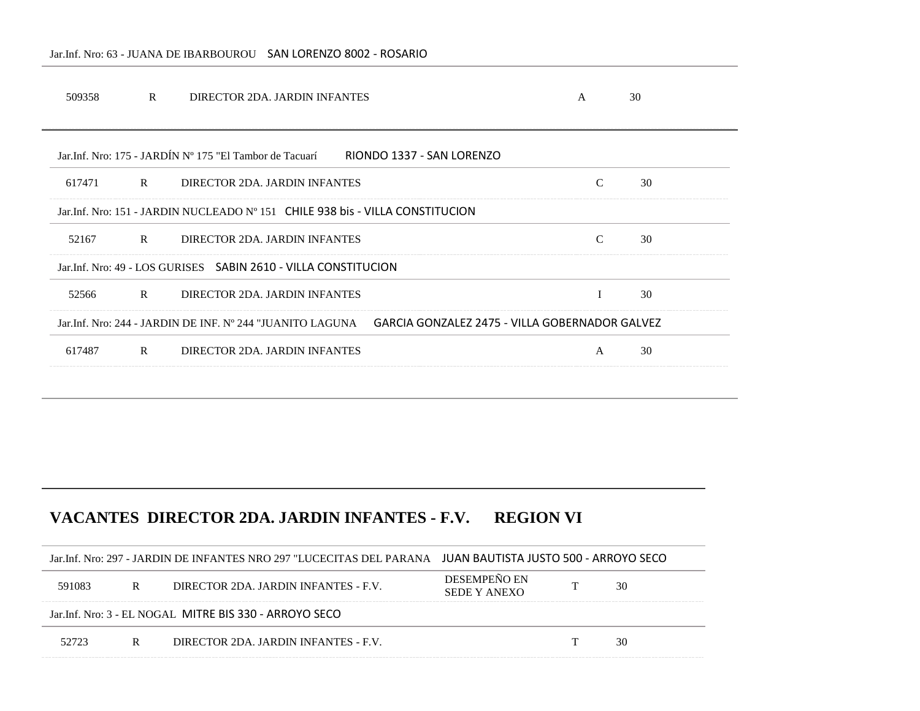Jar.Inf. Nro: 63 - JUANA DE IBARBOUROU SAN LORENZO 8002 - ROSARIO

| | | | | |
|---|---|---|---|---|
| 509358 | R | DIRECTOR 2DA. JARDIN INFANTES | A | 30 |

Jar.Inf. Nro: 175 - JARDÍN Nº 175 "El Tambor de Tacuarí RIONDO 1337 - SAN LORENZO

| | | | | |
|---|---|---|---|---|
| 617471 | R | DIRECTOR 2DA. JARDIN INFANTES | C | 30 |

Jar.Inf. Nro: 151 - JARDIN NUCLEADO Nº 151 CHILE 938 bis - VILLA CONSTITUCION

| | | | | |
|---|---|---|---|---|
| 52167 | R | DIRECTOR 2DA. JARDIN INFANTES | C | 30 |

Jar.Inf. Nro: 49 - LOS GURISES SABIN 2610 - VILLA CONSTITUCION

| | | | | |
|---|---|---|---|---|
| 52566 | R | DIRECTOR 2DA. JARDIN INFANTES | I | 30 |

Jar.Inf. Nro: 244 - JARDIN DE INF. Nº 244 "JUANITO LAGUNA GARCIA GONZALEZ 2475 - VILLA GOBERNADOR GALVEZ

| | | | | |
|---|---|---|---|---|
| 617487 | R | DIRECTOR 2DA. JARDIN INFANTES | A | 30 |

## VACANTES DIRECTOR 2DA. JARDIN INFANTES - F.V. REGION VI

Jar.Inf. Nro: 297 - JARDIN DE INFANTES NRO 297 "LUCECITAS DEL PARANA JUAN BAUTISTA JUSTO 500 - ARROYO SECO

| | | | | | |
|---|---|---|---|---|---|
| 591083 | R | DIRECTOR 2DA. JARDIN INFANTES - F.V. | DESEMPEÑO EN SEDE Y ANEXO | T | 30 |

Jar.Inf. Nro: 3 - EL NOGAL MITRE BIS 330 - ARROYO SECO

| | | | | | |
|---|---|---|---|---|---|
| 52723 | R | DIRECTOR 2DA. JARDIN INFANTES - F.V. | | T | 30 |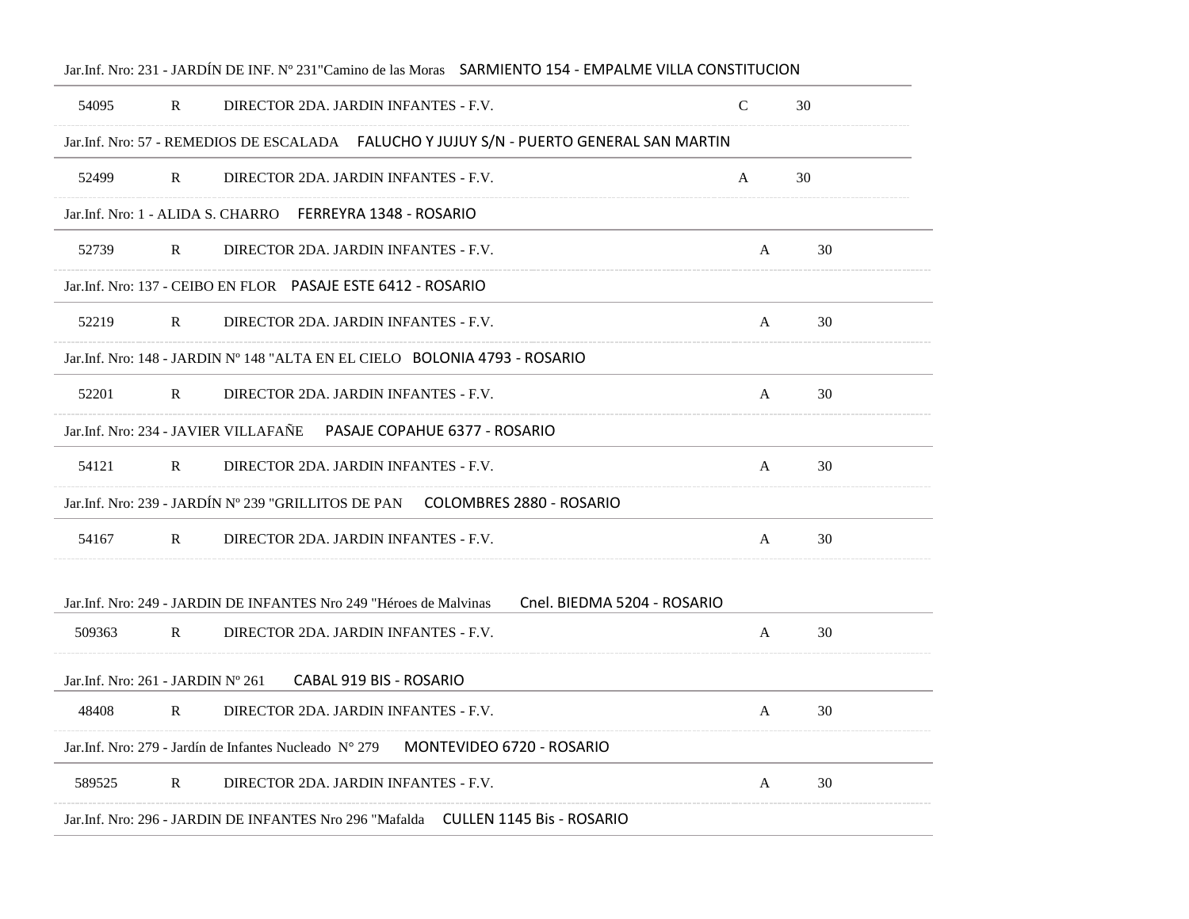Jar.Inf. Nro: 231 - JARDÍN DE INF. Nº 231"Camino de las Moras SARMIENTO 154 - EMPALME VILLA CONSTITUCION

| 54095 | R | DIRECTOR 2DA. JARDIN INFANTES - F.V. | C | 30 |
|---|---|---|---|---|

Jar.Inf. Nro: 57 - REMEDIOS DE ESCALADA FALUCHO Y JUJUY S/N - PUERTO GENERAL SAN MARTIN

| 52499 | R | DIRECTOR 2DA. JARDIN INFANTES - F.V. | A | 30 |
|---|---|---|---|---|

Jar.Inf. Nro: 1 - ALIDA S. CHARRO FERREYRA 1348 - ROSARIO

| 52739 | R | DIRECTOR 2DA. JARDIN INFANTES - F.V. | A | 30 |
|---|---|---|---|---|

Jar.Inf. Nro: 137 - CEIBO EN FLOR PASAJE ESTE 6412 - ROSARIO

| 52219 | R | DIRECTOR 2DA. JARDIN INFANTES - F.V. | A | 30 |
|---|---|---|---|---|

Jar.Inf. Nro: 148 - JARDIN Nº 148 "ALTA EN EL CIELO BOLONIA 4793 - ROSARIO

| 52201 | R | DIRECTOR 2DA. JARDIN INFANTES - F.V. | A | 30 |
|---|---|---|---|---|

Jar.Inf. Nro: 234 - JAVIER VILLAFAÑE PASAJE COPAHUE 6377 - ROSARIO

| 54121 | R | DIRECTOR 2DA. JARDIN INFANTES - F.V. | A | 30 |
|---|---|---|---|---|

Jar.Inf. Nro: 239 - JARDÍN Nº 239 "GRILLITOS DE PAN COLOMBRES 2880 - ROSARIO

| 54167 | R | DIRECTOR 2DA. JARDIN INFANTES - F.V. | A | 30 |
|---|---|---|---|---|

Jar.Inf. Nro: 249 - JARDIN DE INFANTES Nro 249 "Héroes de Malvinas Cnel. BIEDMA 5204 - ROSARIO

| 509363 | R | DIRECTOR 2DA. JARDIN INFANTES - F.V. | A | 30 |
|---|---|---|---|---|

Jar.Inf. Nro: 261 - JARDIN Nº 261 CABAL 919 BIS - ROSARIO

| 48408 | R | DIRECTOR 2DA. JARDIN INFANTES - F.V. | A | 30 |
|---|---|---|---|---|

Jar.Inf. Nro: 279 - Jardín de Infantes Nucleado N° 279 MONTEVIDEO 6720 - ROSARIO

| 589525 | R | DIRECTOR 2DA. JARDIN INFANTES - F.V. | A | 30 |
|---|---|---|---|---|

Jar.Inf. Nro: 296 - JARDIN DE INFANTES Nro 296 "Mafalda CULLEN 1145 Bis - ROSARIO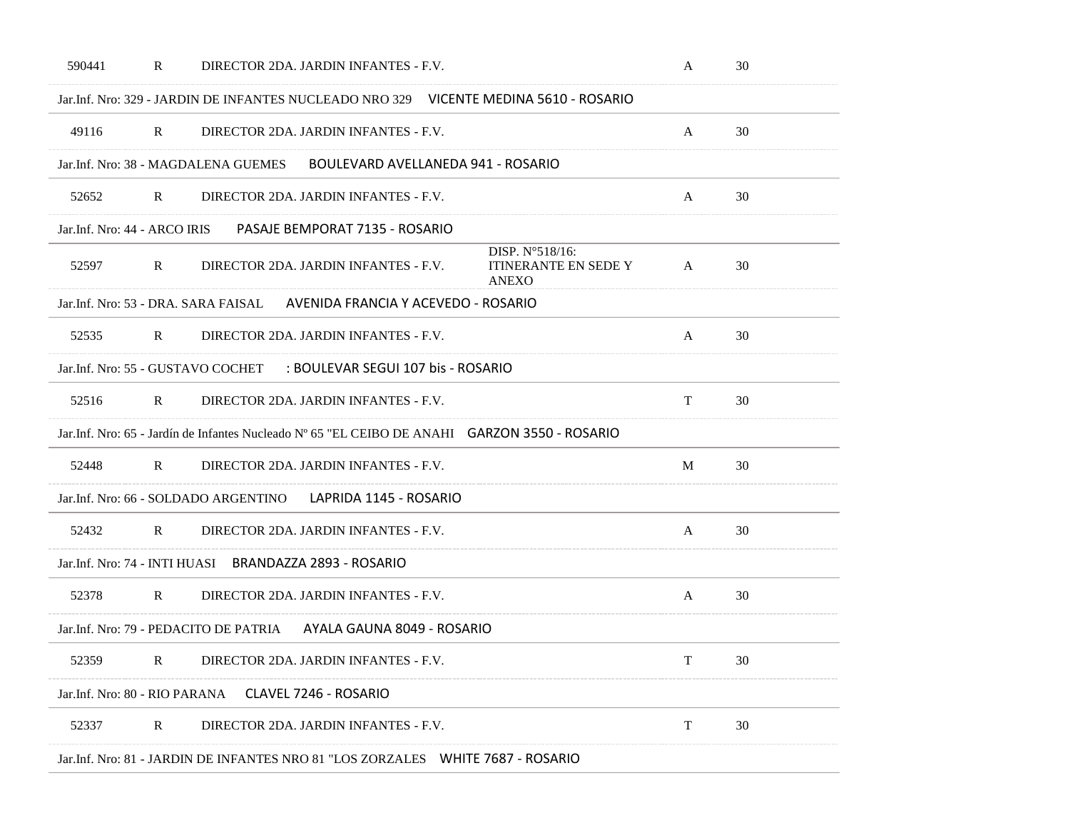| | | | | | |
|---|---|---|---|---|---|
| 590441 | R | DIRECTOR 2DA. JARDIN INFANTES - F.V. | | A | 30 |
| Jar.Inf. Nro: 329 - JARDIN DE INFANTES NUCLEADO NRO 329 VICENTE MEDINA 5610 - ROSARIO | | | | | |
| 49116 | R | DIRECTOR 2DA. JARDIN INFANTES - F.V. | | A | 30 |
| Jar.Inf. Nro: 38 - MAGDALENA GUEMES BOULEVARD AVELLANEDA 941 - ROSARIO | | | | | |
| 52652 | R | DIRECTOR 2DA. JARDIN INFANTES - F.V. | | A | 30 |
| Jar.Inf. Nro: 44 - ARCO IRIS PASAJE BEMPORAT 7135 - ROSARIO | | | | | |
| 52597 | R | DIRECTOR 2DA. JARDIN INFANTES - F.V. | DISP. N°518/16: ITINERANTE EN SEDE Y ANEXO | A | 30 |
| Jar.Inf. Nro: 53 - DRA. SARA FAISAL AVENIDA FRANCIA Y ACEVEDO - ROSARIO | | | | | |
| 52535 | R | DIRECTOR 2DA. JARDIN INFANTES - F.V. | | A | 30 |
| Jar.Inf. Nro: 55 - GUSTAVO COCHET : BOULEVAR SEGUI 107 bis - ROSARIO | | | | | |
| 52516 | R | DIRECTOR 2DA. JARDIN INFANTES - F.V. | | T | 30 |
| Jar.Inf. Nro: 65 - Jardín de Infantes Nucleado Nº 65 "EL CEIBO DE ANAHI GARZON 3550 - ROSARIO | | | | | |
| 52448 | R | DIRECTOR 2DA. JARDIN INFANTES - F.V. | | M | 30 |
| Jar.Inf. Nro: 66 - SOLDADO ARGENTINO LAPRIDA 1145 - ROSARIO | | | | | |
| 52432 | R | DIRECTOR 2DA. JARDIN INFANTES - F.V. | | A | 30 |
| Jar.Inf. Nro: 74 - INTI HUASI BRANDAZZA 2893 - ROSARIO | | | | | |
| 52378 | R | DIRECTOR 2DA. JARDIN INFANTES - F.V. | | A | 30 |
| Jar.Inf. Nro: 79 - PEDACITO DE PATRIA AYALA GAUNA 8049 - ROSARIO | | | | | |
| 52359 | R | DIRECTOR 2DA. JARDIN INFANTES - F.V. | | T | 30 |
| Jar.Inf. Nro: 80 - RIO PARANA CLAVEL 7246 - ROSARIO | | | | | |
| 52337 | R | DIRECTOR 2DA. JARDIN INFANTES - F.V. | | T | 30 |
| Jar.Inf. Nro: 81 - JARDIN DE INFANTES NRO 81 "LOS ZORZALES WHITE 7687 - ROSARIO | | | | | |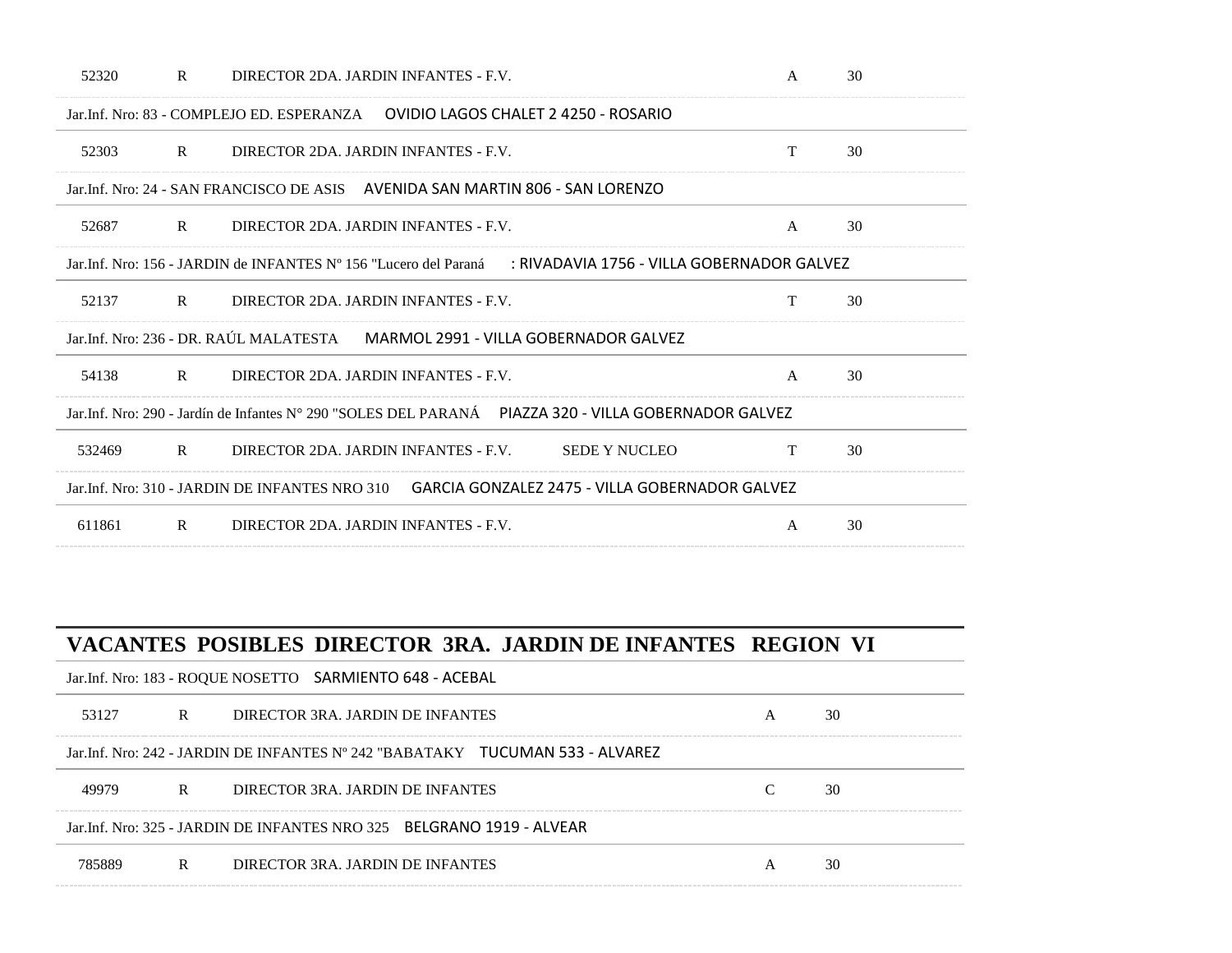| | | | | | |
|---|---|---|---|---|---|
| 52320 | R | DIRECTOR 2DA. JARDIN INFANTES - F.V. | | A | 30 |

Jar.Inf. Nro: 83 - COMPLEJO ED. ESPERANZA OVIDIO LAGOS CHALET 2 4250 - ROSARIO

| | | | | | |
|---|---|---|---|---|---|
| 52303 | R | DIRECTOR 2DA. JARDIN INFANTES - F.V. | | T | 30 |

Jar.Inf. Nro: 24 - SAN FRANCISCO DE ASIS AVENIDA SAN MARTIN 806 - SAN LORENZO

| | | | | | |
|---|---|---|---|---|---|
| 52687 | R | DIRECTOR 2DA. JARDIN INFANTES - F.V. | | A | 30 |

Jar.Inf. Nro: 156 - JARDIN de INFANTES Nº 156 "Lucero del Paraná : RIVADAVIA 1756 - VILLA GOBERNADOR GALVEZ

| | | | | | |
|---|---|---|---|---|---|
| 52137 | R | DIRECTOR 2DA. JARDIN INFANTES - F.V. | | T | 30 |

Jar.Inf. Nro: 236 - DR. RAÚL MALATESTA MARMOL 2991 - VILLA GOBERNADOR GALVEZ

| | | | | | |
|---|---|---|---|---|---|
| 54138 | R | DIRECTOR 2DA. JARDIN INFANTES - F.V. | | A | 30 |

Jar.Inf. Nro: 290 - Jardín de Infantes N° 290 "SOLES DEL PARANÁ PIAZZA 320 - VILLA GOBERNADOR GALVEZ

| | | | | | |
|---|---|---|---|---|---|
| 532469 | R | DIRECTOR 2DA. JARDIN INFANTES - F.V. | SEDE Y NUCLEO | T | 30 |

Jar.Inf. Nro: 310 - JARDIN DE INFANTES NRO 310 GARCIA GONZALEZ 2475 - VILLA GOBERNADOR GALVEZ

| | | | | | |
|---|---|---|---|---|---|
| 611861 | R | DIRECTOR 2DA. JARDIN INFANTES - F.V. | | A | 30 |

## VACANTES POSIBLES DIRECTOR 3RA. JARDIN DE INFANTES REGION VI

Jar.Inf. Nro: 183 - ROQUE NOSETTO SARMIENTO 648 - ACEBAL

| | | | | |
|---|---|---|---|---|
| 53127 | R | DIRECTOR 3RA. JARDIN DE INFANTES | A | 30 |

Jar.Inf. Nro: 242 - JARDIN DE INFANTES Nº 242 "BABATAKY TUCUMAN 533 - ALVAREZ

| | | | | |
|---|---|---|---|---|
| 49979 | R | DIRECTOR 3RA. JARDIN DE INFANTES | C | 30 |

Jar.Inf. Nro: 325 - JARDIN DE INFANTES NRO 325 BELGRANO 1919 - ALVEAR

| | | | | |
|---|---|---|---|---|
| 785889 | R | DIRECTOR 3RA. JARDIN DE INFANTES | A | 30 |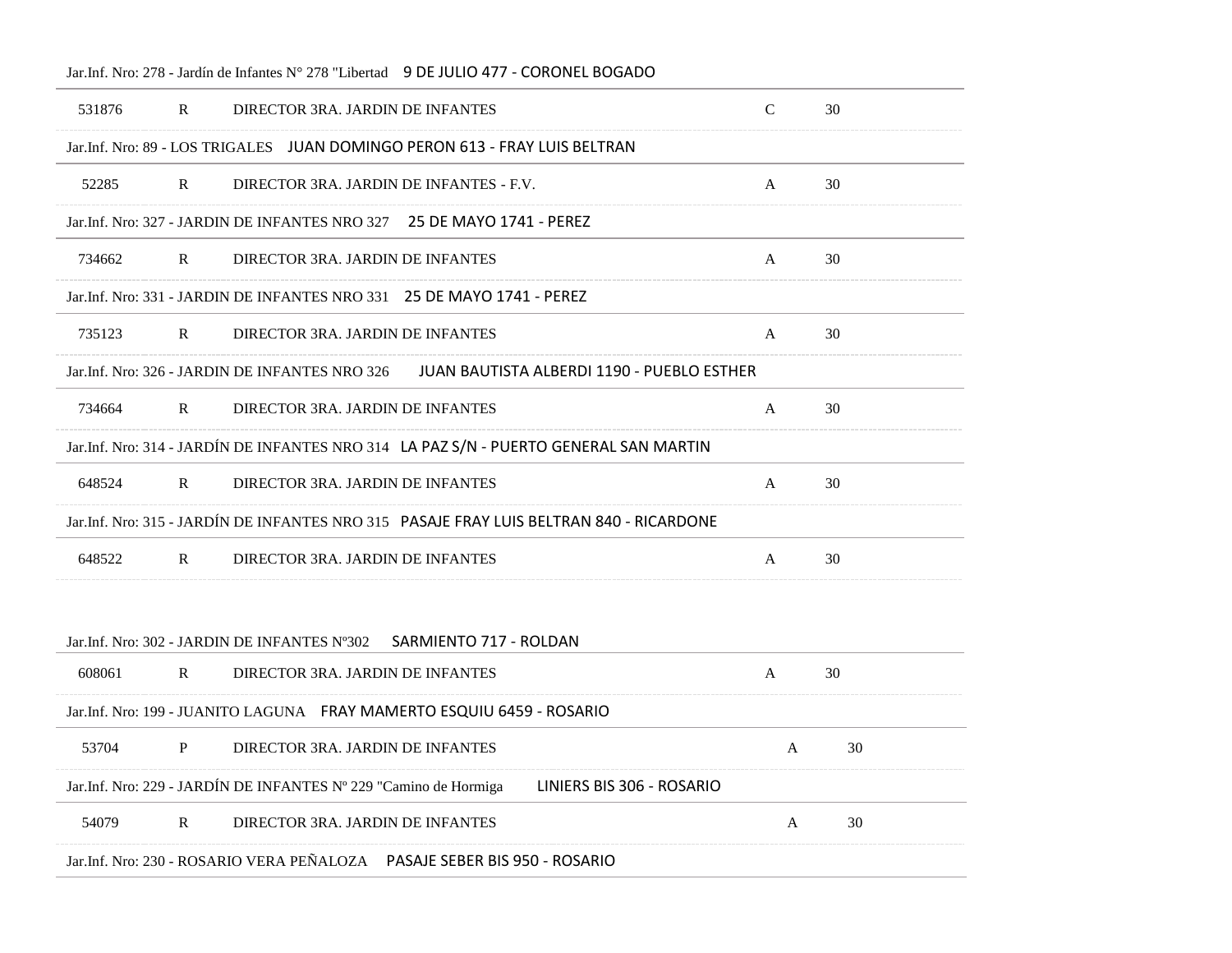Jar.Inf. Nro: 278 - Jardín de Infantes N° 278 "Libertad 9 DE JULIO 477 - CORONEL BOGADO

| 531876 | R | DIRECTOR 3RA. JARDIN DE INFANTES | C | 30 |
|---|---|---|---|---|

Jar.Inf. Nro: 89 - LOS TRIGALES JUAN DOMINGO PERON 613 - FRAY LUIS BELTRAN

| 52285 | R | DIRECTOR 3RA. JARDIN DE INFANTES - F.V. | A | 30 |
|---|---|---|---|---|

Jar.Inf. Nro: 327 - JARDIN DE INFANTES NRO 327 25 DE MAYO 1741 - PEREZ

| 734662 | R | DIRECTOR 3RA. JARDIN DE INFANTES | A | 30 |
|---|---|---|---|---|

Jar.Inf. Nro: 331 - JARDIN DE INFANTES NRO 331 25 DE MAYO 1741 - PEREZ

| 735123 | R | DIRECTOR 3RA. JARDIN DE INFANTES | A | 30 |
|---|---|---|---|---|

Jar.Inf. Nro: 326 - JARDIN DE INFANTES NRO 326 JUAN BAUTISTA ALBERDI 1190 - PUEBLO ESTHER

| 734664 | R | DIRECTOR 3RA. JARDIN DE INFANTES | A | 30 |
|---|---|---|---|---|

Jar.Inf. Nro: 314 - JARDÍN DE INFANTES NRO 314 LA PAZ S/N - PUERTO GENERAL SAN MARTIN

| 648524 | R | DIRECTOR 3RA. JARDIN DE INFANTES | A | 30 |
|---|---|---|---|---|

Jar.Inf. Nro: 315 - JARDÍN DE INFANTES NRO 315 PASAJE FRAY LUIS BELTRAN 840 - RICARDONE

| 648522 | R | DIRECTOR 3RA. JARDIN DE INFANTES | A | 30 |
|---|---|---|---|---|

Jar.Inf. Nro: 302 - JARDIN DE INFANTES Nº302 SARMIENTO 717 - ROLDAN

| 608061 | R | DIRECTOR 3RA. JARDIN DE INFANTES | A | 30 |
|---|---|---|---|---|

Jar.Inf. Nro: 199 - JUANITO LAGUNA FRAY MAMERTO ESQUIU 6459 - ROSARIO

| 53704 | P | DIRECTOR 3RA. JARDIN DE INFANTES | A | 30 |
|---|---|---|---|---|

Jar.Inf. Nro: 229 - JARDÍN DE INFANTES Nº 229 "Camino de Hormiga LINIERS BIS 306 - ROSARIO

| 54079 | R | DIRECTOR 3RA. JARDIN DE INFANTES | A | 30 |
|---|---|---|---|---|

Jar.Inf. Nro: 230 - ROSARIO VERA PEÑALOZA PASAJE SEBER BIS 950 - ROSARIO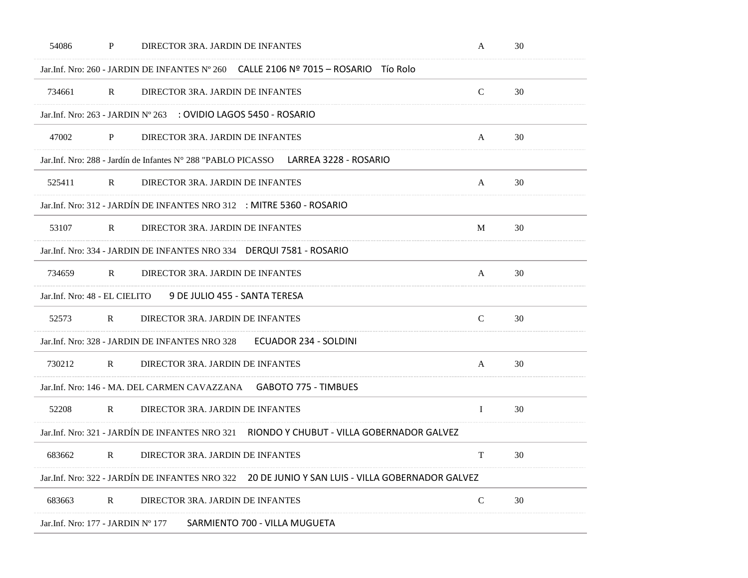| | | | | |
|---|---|---|---|---|
| 54086 | P | DIRECTOR 3RA. JARDIN DE INFANTES | A | 30 |
| Jar.Inf. Nro: 260 - JARDIN DE INFANTES Nº 260 CALLE 2106 Nº 7015 – ROSARIO Tío Rolo | | | | |
| 734661 | R | DIRECTOR 3RA. JARDIN DE INFANTES | C | 30 |
| Jar.Inf. Nro: 263 - JARDIN Nº 263 : OVIDIO LAGOS 5450 - ROSARIO | | | | |
| 47002 | P | DIRECTOR 3RA. JARDIN DE INFANTES | A | 30 |
| Jar.Inf. Nro: 288 - Jardín de Infantes N° 288 "PABLO PICASSO LARREA 3228 - ROSARIO | | | | |
| 525411 | R | DIRECTOR 3RA. JARDIN DE INFANTES | A | 30 |
| Jar.Inf. Nro: 312 - JARDÍN DE INFANTES NRO 312 : MITRE 5360 - ROSARIO | | | | |
| 53107 | R | DIRECTOR 3RA. JARDIN DE INFANTES | M | 30 |
| Jar.Inf. Nro: 334 - JARDIN DE INFANTES NRO 334 DERQUI 7581 - ROSARIO | | | | |
| 734659 | R | DIRECTOR 3RA. JARDIN DE INFANTES | A | 30 |
| Jar.Inf. Nro: 48 - EL CIELITO 9 DE JULIO 455 - SANTA TERESA | | | | |
| 52573 | R | DIRECTOR 3RA. JARDIN DE INFANTES | C | 30 |
| Jar.Inf. Nro: 328 - JARDIN DE INFANTES NRO 328 ECUADOR 234 - SOLDINI | | | | |
| 730212 | R | DIRECTOR 3RA. JARDIN DE INFANTES | A | 30 |
| Jar.Inf. Nro: 146 - MA. DEL CARMEN CAVAZZANA GABOTO 775 - TIMBUES | | | | |
| 52208 | R | DIRECTOR 3RA. JARDIN DE INFANTES | I | 30 |
| Jar.Inf. Nro: 321 - JARDÍN DE INFANTES NRO 321 RIONDO Y CHUBUT - VILLA GOBERNADOR GALVEZ | | | | |
| 683662 | R | DIRECTOR 3RA. JARDIN DE INFANTES | T | 30 |
| Jar.Inf. Nro: 322 - JARDÍN DE INFANTES NRO 322 20 DE JUNIO Y SAN LUIS - VILLA GOBERNADOR GALVEZ | | | | |
| 683663 | R | DIRECTOR 3RA. JARDIN DE INFANTES | C | 30 |
| Jar.Inf. Nro: 177 - JARDIN Nº 177 SARMIENTO 700 - VILLA MUGUETA | | | | |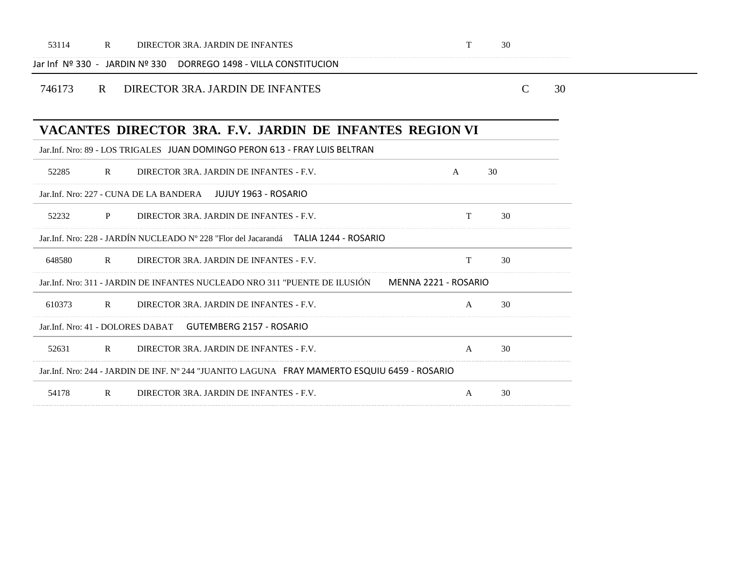| | | | | |
|---|---|---|---|---|
| 53114 | R | DIRECTOR 3RA. JARDIN DE INFANTES | T | 30 |

Jar Inf Nº 330 - JARDIN Nº 330 DORREGO 1498 - VILLA CONSTITUCION

| | | | | |
|---|---|---|---|---|
| 746173 | R | DIRECTOR 3RA. JARDIN DE INFANTES | C | 30 |

## VACANTES DIRECTOR 3RA. F.V. JARDIN DE INFANTES REGION VI

Jar.Inf. Nro: 89 - LOS TRIGALES JUAN DOMINGO PERON 613 - FRAY LUIS BELTRAN

| | | | | |
|---|---|---|---|---|
| 52285 | R | DIRECTOR 3RA. JARDIN DE INFANTES - F.V. | A | 30 |

Jar.Inf. Nro: 227 - CUNA DE LA BANDERA JUJUY 1963 - ROSARIO

| | | | | |
|---|---|---|---|---|
| 52232 | P | DIRECTOR 3RA. JARDIN DE INFANTES - F.V. | T | 30 |

Jar.Inf. Nro: 228 - JARDÍN NUCLEADO Nº 228 "Flor del Jacarandá TALIA 1244 - ROSARIO

| | | | | |
|---|---|---|---|---|
| 648580 | R | DIRECTOR 3RA. JARDIN DE INFANTES - F.V. | T | 30 |

Jar.Inf. Nro: 311 - JARDIN DE INFANTES NUCLEADO NRO 311 "PUENTE DE ILUSIÓN MENNA 2221 - ROSARIO

| | | | | |
|---|---|---|---|---|
| 610373 | R | DIRECTOR 3RA. JARDIN DE INFANTES - F.V. | A | 30 |

Jar.Inf. Nro: 41 - DOLORES DABAT GUTEMBERG 2157 - ROSARIO

| | | | | |
|---|---|---|---|---|
| 52631 | R | DIRECTOR 3RA. JARDIN DE INFANTES - F.V. | A | 30 |

Jar.Inf. Nro: 244 - JARDIN DE INF. Nº 244 "JUANITO LAGUNA FRAY MAMERTO ESQUIU 6459 - ROSARIO

| | | | | |
|---|---|---|---|---|
| 54178 | R | DIRECTOR 3RA. JARDIN DE INFANTES - F.V. | A | 30 |